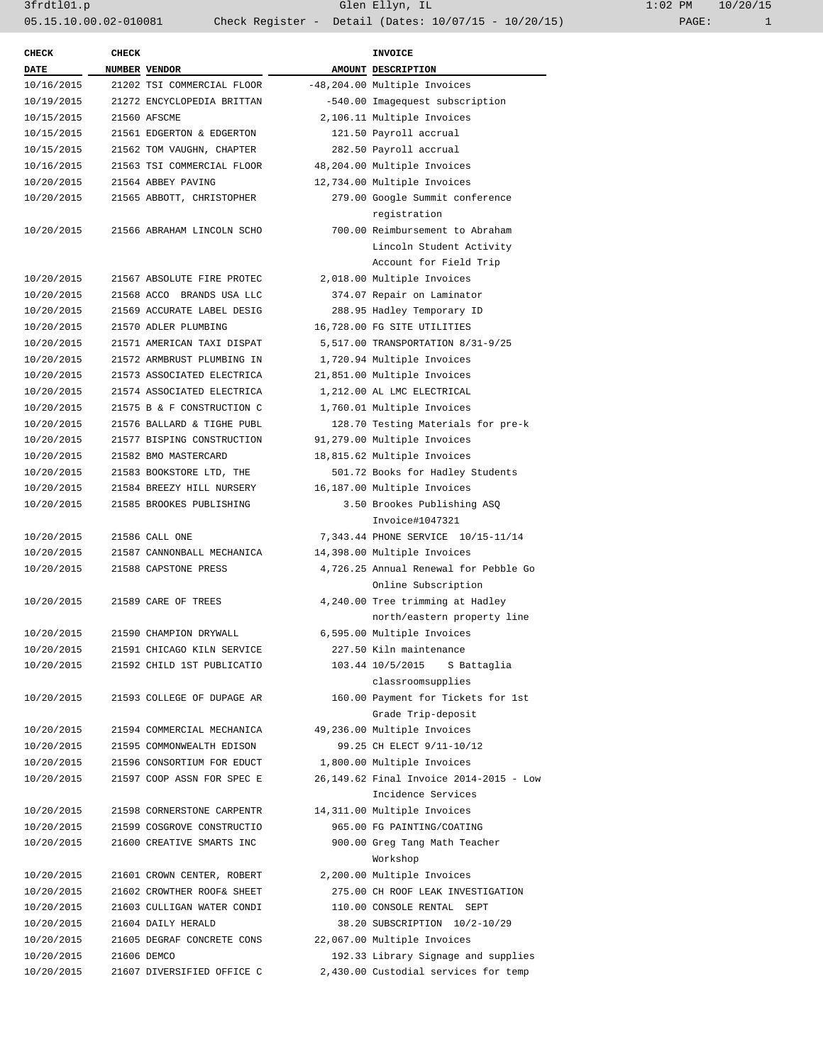Glen Ellyn, IL

Check Register - Detail (Dates: 10/07/15 - 10/20/15)

| CHECK DATE | CHECK NUMBER | VENDOR | AMOUNT | INVOICE DESCRIPTION |
|---|---|---|---|---|
| 10/16/2015 | 21202 | TSI COMMERCIAL FLOOR | -48,204.00 | Multiple Invoices |
| 10/19/2015 | 21272 | ENCYCLOPEDIA BRITTAN | -540.00 | Imagequest subscription |
| 10/15/2015 | 21560 | AFSCME | 2,106.11 | Multiple Invoices |
| 10/15/2015 | 21561 | EDGERTON & EDGERTON | 121.50 | Payroll accrual |
| 10/15/2015 | 21562 | TOM VAUGHN, CHAPTER | 282.50 | Payroll accrual |
| 10/16/2015 | 21563 | TSI COMMERCIAL FLOOR | 48,204.00 | Multiple Invoices |
| 10/20/2015 | 21564 | ABBEY PAVING | 12,734.00 | Multiple Invoices |
| 10/20/2015 | 21565 | ABBOTT, CHRISTOPHER | 279.00 | Google Summit conference registration |
| 10/20/2015 | 21566 | ABRAHAM LINCOLN SCHO | 700.00 | Reimbursement to Abraham Lincoln Student Activity Account for Field Trip |
| 10/20/2015 | 21567 | ABSOLUTE FIRE PROTEC | 2,018.00 | Multiple Invoices |
| 10/20/2015 | 21568 | ACCO BRANDS USA LLC | 374.07 | Repair on Laminator |
| 10/20/2015 | 21569 | ACCURATE LABEL DESIG | 288.95 | Hadley Temporary ID |
| 10/20/2015 | 21570 | ADLER PLUMBING | 16,728.00 | FG SITE UTILITIES |
| 10/20/2015 | 21571 | AMERICAN TAXI DISPAT | 5,517.00 | TRANSPORTATION 8/31-9/25 |
| 10/20/2015 | 21572 | ARMBRUST PLUMBING IN | 1,720.94 | Multiple Invoices |
| 10/20/2015 | 21573 | ASSOCIATED ELECTRICA | 21,851.00 | Multiple Invoices |
| 10/20/2015 | 21574 | ASSOCIATED ELECTRICA | 1,212.00 | AL LMC ELECTRICAL |
| 10/20/2015 | 21575 | B & F CONSTRUCTION C | 1,760.01 | Multiple Invoices |
| 10/20/2015 | 21576 | BALLARD & TIGHE PUBL | 128.70 | Testing Materials for pre-k |
| 10/20/2015 | 21577 | BISPING CONSTRUCTION | 91,279.00 | Multiple Invoices |
| 10/20/2015 | 21582 | BMO MASTERCARD | 18,815.62 | Multiple Invoices |
| 10/20/2015 | 21583 | BOOKSTORE LTD, THE | 501.72 | Books for Hadley Students |
| 10/20/2015 | 21584 | BREEZY HILL NURSERY | 16,187.00 | Multiple Invoices |
| 10/20/2015 | 21585 | BROOKES PUBLISHING | 3.50 | Brookes Publishing ASQ Invoice#1047321 |
| 10/20/2015 | 21586 | CALL ONE | 7,343.44 | PHONE SERVICE 10/15-11/14 |
| 10/20/2015 | 21587 | CANNONBALL MECHANICA | 14,398.00 | Multiple Invoices |
| 10/20/2015 | 21588 | CAPSTONE PRESS | 4,726.25 | Annual Renewal for Pebble Go Online Subscription |
| 10/20/2015 | 21589 | CARE OF TREES | 4,240.00 | Tree trimming at Hadley north/eastern property line |
| 10/20/2015 | 21590 | CHAMPION DRYWALL | 6,595.00 | Multiple Invoices |
| 10/20/2015 | 21591 | CHICAGO KILN SERVICE | 227.50 | Kiln maintenance |
| 10/20/2015 | 21592 | CHILD 1ST PUBLICATIO | 103.44 | 10/5/2015 S Battaglia classroomsupplies |
| 10/20/2015 | 21593 | COLLEGE OF DUPAGE AR | 160.00 | Payment for Tickets for 1st Grade Trip-deposit |
| 10/20/2015 | 21594 | COMMERCIAL MECHANICA | 49,236.00 | Multiple Invoices |
| 10/20/2015 | 21595 | COMMONWEALTH EDISON | 99.25 | CH ELECT 9/11-10/12 |
| 10/20/2015 | 21596 | CONSORTIUM FOR EDUCT | 1,800.00 | Multiple Invoices |
| 10/20/2015 | 21597 | COOP ASSN FOR SPEC E | 26,149.62 | Final Invoice 2014-2015 - Low Incidence Services |
| 10/20/2015 | 21598 | CORNERSTONE CARPENTR | 14,311.00 | Multiple Invoices |
| 10/20/2015 | 21599 | COSGROVE CONSTRUCTIO | 965.00 | FG PAINTING/COATING |
| 10/20/2015 | 21600 | CREATIVE SMARTS INC | 900.00 | Greg Tang Math Teacher Workshop |
| 10/20/2015 | 21601 | CROWN CENTER, ROBERT | 2,200.00 | Multiple Invoices |
| 10/20/2015 | 21602 | CROWTHER ROOF& SHEET | 275.00 | CH ROOF LEAK INVESTIGATION |
| 10/20/2015 | 21603 | CULLIGAN WATER CONDI | 110.00 | CONSOLE RENTAL SEPT |
| 10/20/2015 | 21604 | DAILY HERALD | 38.20 | SUBSCRIPTION 10/2-10/29 |
| 10/20/2015 | 21605 | DEGRAF CONCRETE CONS | 22,067.00 | Multiple Invoices |
| 10/20/2015 | 21606 | DEMCO | 192.33 | Library Signage and supplies |
| 10/20/2015 | 21607 | DIVERSIFIED OFFICE C | 2,430.00 | Custodial services for temp |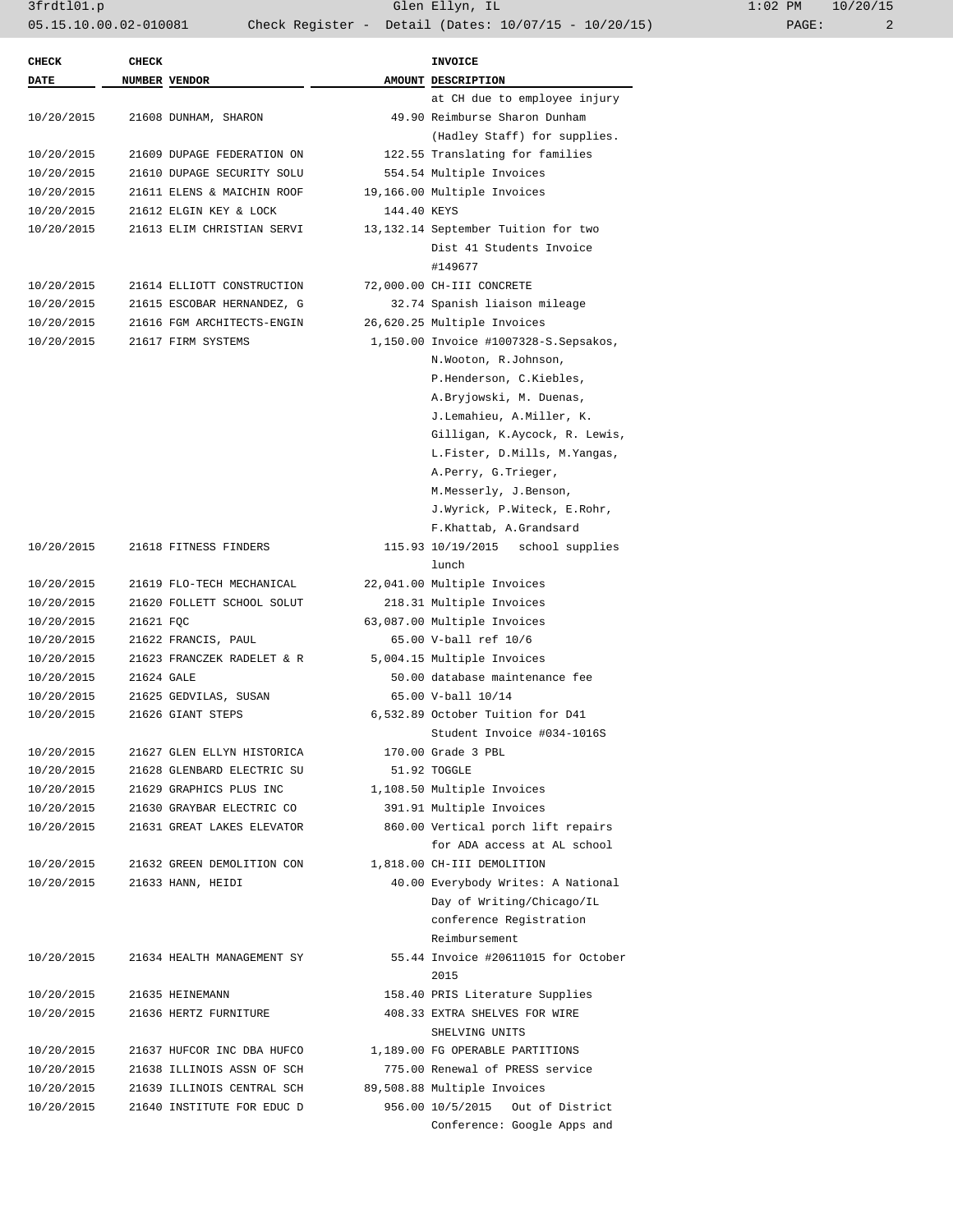| CHECK DATE | CHECK NUMBER | VENDOR | AMOUNT | INVOICE DESCRIPTION |
|---|---|---|---|---|
| | | | | at CH due to employee injury |
| 10/20/2015 | 21608 | DUNHAM, SHARON | 49.90 | Reimburse Sharon Dunham (Hadley Staff) for supplies. |
| 10/20/2015 | 21609 | DUPAGE FEDERATION ON | 122.55 | Translating for families |
| 10/20/2015 | 21610 | DUPAGE SECURITY SOLU | 554.54 | Multiple Invoices |
| 10/20/2015 | 21611 | ELENS & MAICHIN ROOF | 19,166.00 | Multiple Invoices |
| 10/20/2015 | 21612 | ELGIN KEY & LOCK | 144.40 | KEYS |
| 10/20/2015 | 21613 | ELIM CHRISTIAN SERVI | 13,132.14 | September Tuition for two Dist 41 Students Invoice #149677 |
| 10/20/2015 | 21614 | ELLIOTT CONSTRUCTION | 72,000.00 | CH-III CONCRETE |
| 10/20/2015 | 21615 | ESCOBAR HERNANDEZ, G | 32.74 | Spanish liaison mileage |
| 10/20/2015 | 21616 | FGM ARCHITECTS-ENGIN | 26,620.25 | Multiple Invoices |
| 10/20/2015 | 21617 | FIRM SYSTEMS | 1,150.00 | Invoice #1007328-S.Sepsakos, N.Wooton, R.Johnson, P.Henderson, C.Kiebles, A.Bryjowski, M. Duenas, J.Lemahieu, A.Miller, K. Gilligan, K.Aycock, R. Lewis, L.Fister, D.Mills, M.Yangas, A.Perry, G.Trieger, M.Messerly, J.Benson, J.Wyrick, P.Witeck, E.Rohr, F.Khattab, A.Grandsard |
| 10/20/2015 | 21618 | FITNESS FINDERS | 115.93 | 10/19/2015 school supplies lunch |
| 10/20/2015 | 21619 | FLO-TECH MECHANICAL | 22,041.00 | Multiple Invoices |
| 10/20/2015 | 21620 | FOLLETT SCHOOL SOLUT | 218.31 | Multiple Invoices |
| 10/20/2015 | 21621 | FQC | 63,087.00 | Multiple Invoices |
| 10/20/2015 | 21622 | FRANCIS, PAUL | 65.00 | V-ball ref 10/6 |
| 10/20/2015 | 21623 | FRANCZEK RADELET & R | 5,004.15 | Multiple Invoices |
| 10/20/2015 | 21624 | GALE | 50.00 | database maintenance fee |
| 10/20/2015 | 21625 | GEDVILAS, SUSAN | 65.00 | V-ball 10/14 |
| 10/20/2015 | 21626 | GIANT STEPS | 6,532.89 | October Tuition for D41 Student Invoice #034-1016S |
| 10/20/2015 | 21627 | GLEN ELLYN HISTORICA | 170.00 | Grade 3 PBL |
| 10/20/2015 | 21628 | GLENBARD ELECTRIC SU | 51.92 | TOGGLE |
| 10/20/2015 | 21629 | GRAPHICS PLUS INC | 1,108.50 | Multiple Invoices |
| 10/20/2015 | 21630 | GRAYBAR ELECTRIC CO | 391.91 | Multiple Invoices |
| 10/20/2015 | 21631 | GREAT LAKES ELEVATOR | 860.00 | Vertical porch lift repairs for ADA access at AL school |
| 10/20/2015 | 21632 | GREEN DEMOLITION CON | 1,818.00 | CH-III DEMOLITION |
| 10/20/2015 | 21633 | HANN, HEIDI | 40.00 | Everybody Writes: A National Day of Writing/Chicago/IL conference Registration Reimbursement |
| 10/20/2015 | 21634 | HEALTH MANAGEMENT SY | 55.44 | Invoice #20611015 for October 2015 |
| 10/20/2015 | 21635 | HEINEMANN | 158.40 | PRIS Literature Supplies |
| 10/20/2015 | 21636 | HERTZ FURNITURE | 408.33 | EXTRA SHELVES FOR WIRE SHELVING UNITS |
| 10/20/2015 | 21637 | HUFCOR INC DBA HUFCO | 1,189.00 | FG OPERABLE PARTITIONS |
| 10/20/2015 | 21638 | ILLINOIS ASSN OF SCH | 775.00 | Renewal of PRESS service |
| 10/20/2015 | 21639 | ILLINOIS CENTRAL SCH | 89,508.88 | Multiple Invoices |
| 10/20/2015 | 21640 | INSTITUTE FOR EDUC D | 956.00 | 10/5/2015 Out of District Conference: Google Apps and |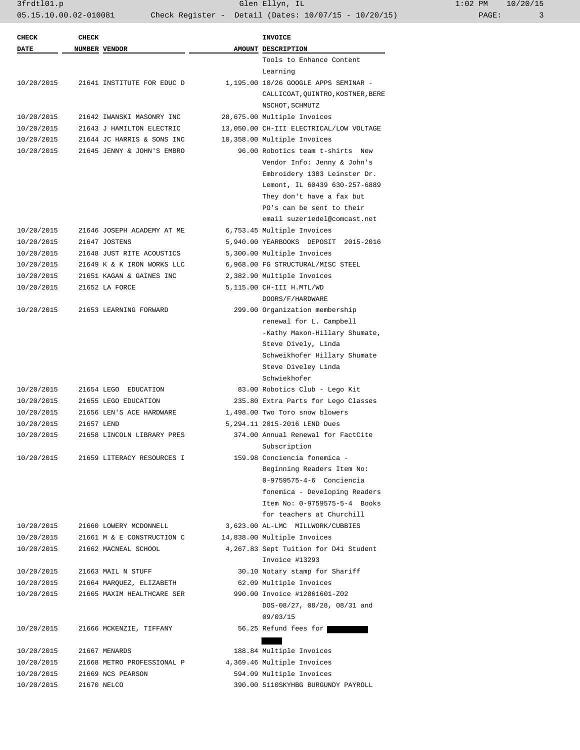| CHECK DATE | CHECK NUMBER | VENDOR | AMOUNT | INVOICE DESCRIPTION |
|---|---|---|---|---|
| | | | | Tools to Enhance Content Learning |
| 10/20/2015 | 21641 | INSTITUTE FOR EDUC D | 1,195.00 | 10/26 GOOGLE APPS SEMINAR - CALLICOAT,QUINTRO,KOSTNER,BERENSCHOT,SCHMUTZ |
| 10/20/2015 | 21642 | IWANSKI MASONRY INC | 28,675.00 | Multiple Invoices |
| 10/20/2015 | 21643 | J HAMILTON ELECTRIC | 13,050.00 | CH-III ELECTRICAL/LOW VOLTAGE |
| 10/20/2015 | 21644 | JC HARRIS & SONS INC | 10,358.00 | Multiple Invoices |
| 10/20/2015 | 21645 | JENNY & JOHN'S EMBRO | 96.00 | Robotics team t-shirts New Vendor Info: Jenny & John's Embroidery 1303 Leinster Dr. Lemont, IL 60439 630-257-6889 They don't have a fax but PO's can be sent to their email suzeriedel@comcast.net |
| 10/20/2015 | 21646 | JOSEPH ACADEMY AT ME | 6,753.45 | Multiple Invoices |
| 10/20/2015 | 21647 | JOSTENS | 5,940.00 | YEARBOOKS DEPOSIT 2015-2016 |
| 10/20/2015 | 21648 | JUST RITE ACOUSTICS | 5,300.00 | Multiple Invoices |
| 10/20/2015 | 21649 | K & K IRON WORKS LLC | 6,968.00 | FG STRUCTURAL/MISC STEEL |
| 10/20/2015 | 21651 | KAGAN & GAINES INC | 2,382.90 | Multiple Invoices |
| 10/20/2015 | 21652 | LA FORCE | 5,115.00 | CH-III H.MTL/WD DOORS/F/HARDWARE |
| 10/20/2015 | 21653 | LEARNING FORWARD | 299.00 | Organization membership renewal for L. Campbell -Kathy Maxon-Hillary Shumate, Steve Dively, Linda Schweikhofer Hillary Shumate Steve Diveley Linda Schwiekhofer |
| 10/20/2015 | 21654 | LEGO EDUCATION | 83.00 | Robotics Club - Lego Kit |
| 10/20/2015 | 21655 | LEGO EDUCATION | 235.80 | Extra Parts for Lego Classes |
| 10/20/2015 | 21656 | LEN'S ACE HARDWARE | 1,498.00 | Two Toro snow blowers |
| 10/20/2015 | 21657 | LEND | 5,294.11 | 2015-2016 LEND Dues |
| 10/20/2015 | 21658 | LINCOLN LIBRARY PRES | 374.00 | Annual Renewal for FactCite Subscription |
| 10/20/2015 | 21659 | LITERACY RESOURCES I | 159.98 | Conciencia fonemica - Beginning Readers Item No: 0-9759575-4-6 Conciencia fonemica - Developing Readers Item No: 0-9759575-5-4 Books for teachers at Churchill |
| 10/20/2015 | 21660 | LOWERY MCDONNELL | 3,623.00 | AL-LMC MILLWORK/CUBBIES |
| 10/20/2015 | 21661 | M & E CONSTRUCTION C | 14,838.00 | Multiple Invoices |
| 10/20/2015 | 21662 | MACNEAL SCHOOL | 4,267.83 | Sept Tuition for D41 Student Invoice #13293 |
| 10/20/2015 | 21663 | MAIL N STUFF | 30.10 | Notary stamp for Shariff |
| 10/20/2015 | 21664 | MARQUEZ, ELIZABETH | 62.09 | Multiple Invoices |
| 10/20/2015 | 21665 | MAXIM HEALTHCARE SER | 990.00 | Invoice #12861601-Z02 DOS-08/27, 08/28, 08/31 and 09/03/15 |
| 10/20/2015 | 21666 | MCKENZIE, TIFFANY | 56.25 | Refund fees for [REDACTED] |
| 10/20/2015 | 21667 | MENARDS | 188.84 | Multiple Invoices |
| 10/20/2015 | 21668 | METRO PROFESSIONAL P | 4,369.46 | Multiple Invoices |
| 10/20/2015 | 21669 | NCS PEARSON | 594.09 | Multiple Invoices |
| 10/20/2015 | 21670 | NELCO | 390.00 | 5110SKYHBG BURGUNDY PAYROLL |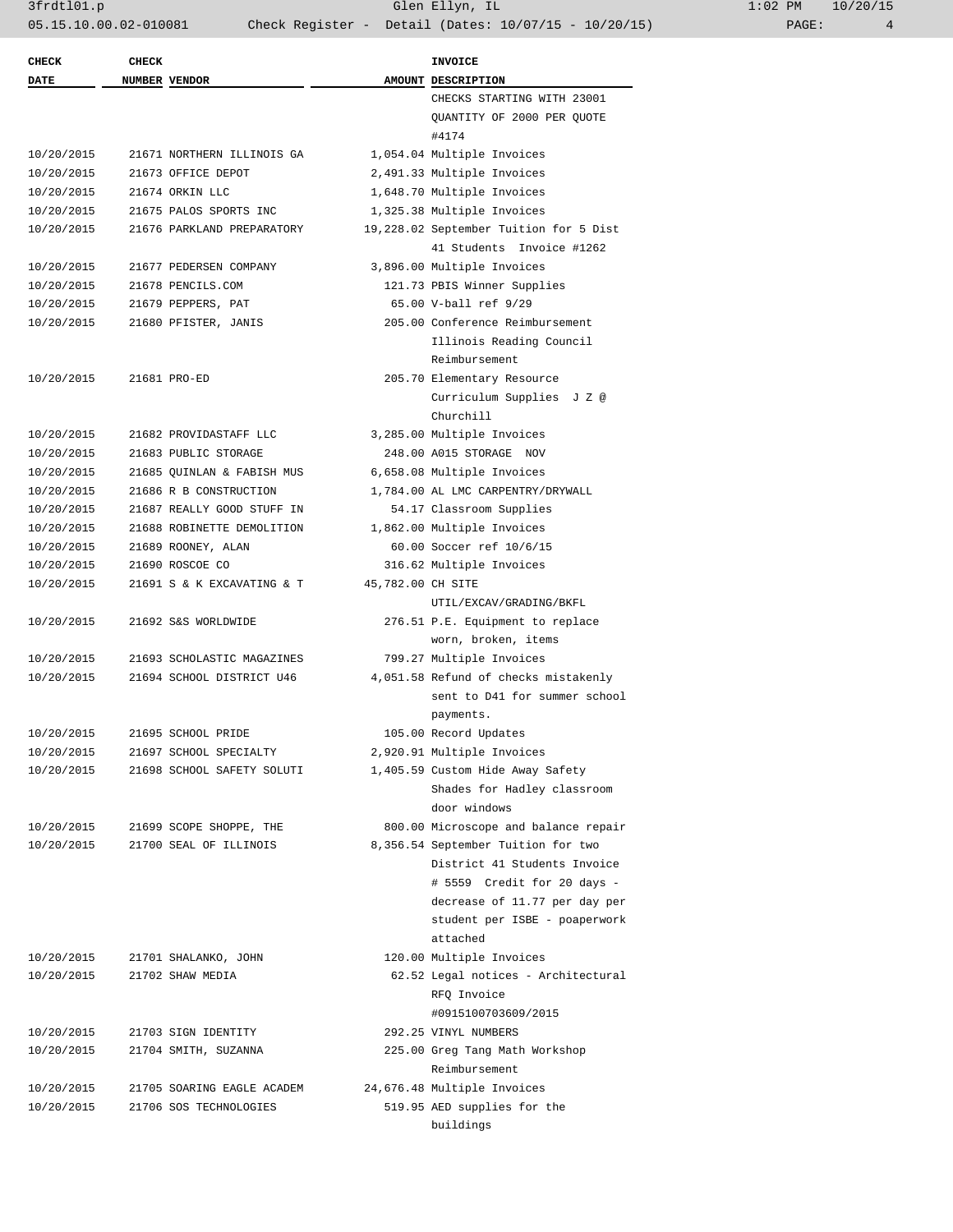| CHECK DATE | CHECK NUMBER | VENDOR | AMOUNT | INVOICE DESCRIPTION |
|---|---|---|---|---|
| | | | | CHECKS STARTING WITH 23001 QUANTITY OF 2000 PER QUOTE #4174 |
| 10/20/2015 | 21671 | NORTHERN ILLINOIS GA | 1,054.04 | Multiple Invoices |
| 10/20/2015 | 21673 | OFFICE DEPOT | 2,491.33 | Multiple Invoices |
| 10/20/2015 | 21674 | ORKIN LLC | 1,648.70 | Multiple Invoices |
| 10/20/2015 | 21675 | PALOS SPORTS INC | 1,325.38 | Multiple Invoices |
| 10/20/2015 | 21676 | PARKLAND PREPARATORY | 19,228.02 | September Tuition for 5 Dist 41 Students Invoice #1262 |
| 10/20/2015 | 21677 | PEDERSEN COMPANY | 3,896.00 | Multiple Invoices |
| 10/20/2015 | 21678 | PENCILS.COM | 121.73 | PBIS Winner Supplies |
| 10/20/2015 | 21679 | PEPPERS, PAT | 65.00 | V-ball ref 9/29 |
| 10/20/2015 | 21680 | PFISTER, JANIS | 205.00 | Conference Reimbursement Illinois Reading Council Reimbursement |
| 10/20/2015 | 21681 | PRO-ED | 205.70 | Elementary Resource Curriculum Supplies J Z @ Churchill |
| 10/20/2015 | 21682 | PROVIDASTAFF LLC | 3,285.00 | Multiple Invoices |
| 10/20/2015 | 21683 | PUBLIC STORAGE | 248.00 | A015 STORAGE NOV |
| 10/20/2015 | 21685 | QUINLAN & FABISH MUS | 6,658.08 | Multiple Invoices |
| 10/20/2015 | 21686 | R B CONSTRUCTION | 1,784.00 | AL LMC CARPENTRY/DRYWALL |
| 10/20/2015 | 21687 | REALLY GOOD STUFF IN | 54.17 | Classroom Supplies |
| 10/20/2015 | 21688 | ROBINETTE DEMOLITION | 1,862.00 | Multiple Invoices |
| 10/20/2015 | 21689 | ROONEY, ALAN | 60.00 | Soccer ref 10/6/15 |
| 10/20/2015 | 21690 | ROSCOE CO | 316.62 | Multiple Invoices |
| 10/20/2015 | 21691 | S & K EXCAVATING & T | 45,782.00 | CH SITE UTIL/EXCAV/GRADING/BKFL |
| 10/20/2015 | 21692 | S&S WORLDWIDE | 276.51 | P.E. Equipment to replace worn, broken, items |
| 10/20/2015 | 21693 | SCHOLASTIC MAGAZINES | 799.27 | Multiple Invoices |
| 10/20/2015 | 21694 | SCHOOL DISTRICT U46 | 4,051.58 | Refund of checks mistakenly sent to D41 for summer school payments. |
| 10/20/2015 | 21695 | SCHOOL PRIDE | 105.00 | Record Updates |
| 10/20/2015 | 21697 | SCHOOL SPECIALTY | 2,920.91 | Multiple Invoices |
| 10/20/2015 | 21698 | SCHOOL SAFETY SOLUTI | 1,405.59 | Custom Hide Away Safety Shades for Hadley classroom door windows |
| 10/20/2015 | 21699 | SCOPE SHOPPE, THE | 800.00 | Microscope and balance repair |
| 10/20/2015 | 21700 | SEAL OF ILLINOIS | 8,356.54 | September Tuition for two District 41 Students Invoice # 5559 Credit for 20 days - decrease of 11.77 per day per student per ISBE - poaperwork attached |
| 10/20/2015 | 21701 | SHALANKO, JOHN | 120.00 | Multiple Invoices |
| 10/20/2015 | 21702 | SHAW MEDIA | 62.52 | Legal notices - Architectural RFQ Invoice #0915100703609/2015 |
| 10/20/2015 | 21703 | SIGN IDENTITY | 292.25 | VINYL NUMBERS |
| 10/20/2015 | 21704 | SMITH, SUZANNA | 225.00 | Greg Tang Math Workshop Reimbursement |
| 10/20/2015 | 21705 | SOARING EAGLE ACADEM | 24,676.48 | Multiple Invoices |
| 10/20/2015 | 21706 | SOS TECHNOLOGIES | 519.95 | AED supplies for the buildings |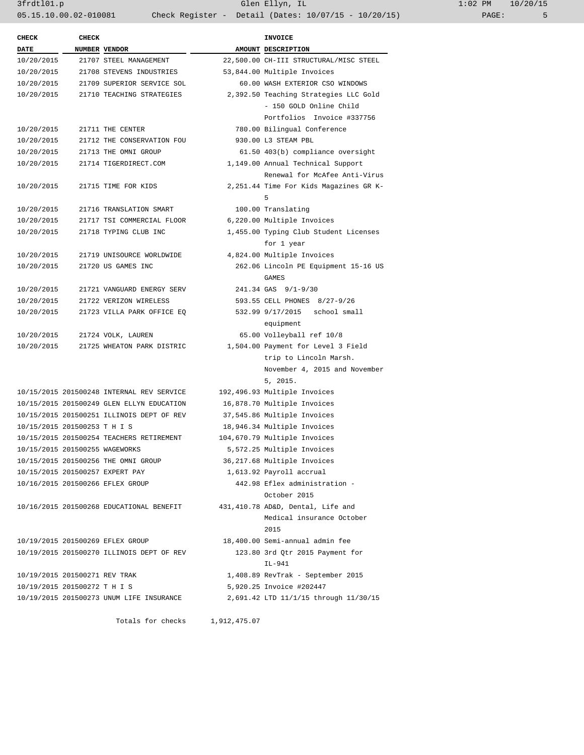| CHECK DATE | CHECK NUMBER | VENDOR | AMOUNT | INVOICE DESCRIPTION |
|---|---|---|---|---|
| 10/20/2015 | 21707 | STEEL MANAGEMENT | 22,500.00 | CH-III STRUCTURAL/MISC STEEL |
| 10/20/2015 | 21708 | STEVENS INDUSTRIES | 53,844.00 | Multiple Invoices |
| 10/20/2015 | 21709 | SUPERIOR SERVICE SOL | 60.00 | WASH EXTERIOR CSO WINDOWS |
| 10/20/2015 | 21710 | TEACHING STRATEGIES | 2,392.50 | Teaching Strategies LLC Gold - 150 GOLD Online Child Portfolios Invoice #337756 |
| 10/20/2015 | 21711 | THE CENTER | 780.00 | Bilingual Conference |
| 10/20/2015 | 21712 | THE CONSERVATION FOU | 930.00 | L3 STEAM PBL |
| 10/20/2015 | 21713 | THE OMNI GROUP | 61.50 | 403(b) compliance oversight |
| 10/20/2015 | 21714 | TIGERDIRECT.COM | 1,149.00 | Annual Technical Support Renewal for McAfee Anti-Virus |
| 10/20/2015 | 21715 | TIME FOR KIDS | 2,251.44 | Time For Kids Magazines GR K-5 |
| 10/20/2015 | 21716 | TRANSLATION SMART | 100.00 | Translating |
| 10/20/2015 | 21717 | TSI COMMERCIAL FLOOR | 6,220.00 | Multiple Invoices |
| 10/20/2015 | 21718 | TYPING CLUB INC | 1,455.00 | Typing Club Student Licenses for 1 year |
| 10/20/2015 | 21719 | UNISOURCE WORLDWIDE | 4,824.00 | Multiple Invoices |
| 10/20/2015 | 21720 | US GAMES INC | 262.06 | Lincoln PE Equipment 15-16 US GAMES |
| 10/20/2015 | 21721 | VANGUARD ENERGY SERV | 241.34 | GAS 9/1-9/30 |
| 10/20/2015 | 21722 | VERIZON WIRELESS | 593.55 | CELL PHONES 8/27-9/26 |
| 10/20/2015 | 21723 | VILLA PARK OFFICE EQ | 532.99 | 9/17/2015 school small equipment |
| 10/20/2015 | 21724 | VOLK, LAUREN | 65.00 | Volleyball ref 10/8 |
| 10/20/2015 | 21725 | WHEATON PARK DISTRIC | 1,504.00 | Payment for Level 3 Field trip to Lincoln Marsh. November 4, 2015 and November 5, 2015. |
| 10/15/2015 | 201500248 | INTERNAL REV SERVICE | 192,496.93 | Multiple Invoices |
| 10/15/2015 | 201500249 | GLEN ELLYN EDUCATION | 16,878.70 | Multiple Invoices |
| 10/15/2015 | 201500251 | ILLINOIS DEPT OF REV | 37,545.86 | Multiple Invoices |
| 10/15/2015 | 201500253 | T H I S | 18,946.34 | Multiple Invoices |
| 10/15/2015 | 201500254 | TEACHERS RETIREMENT | 104,670.79 | Multiple Invoices |
| 10/15/2015 | 201500255 | WAGEWORKS | 5,572.25 | Multiple Invoices |
| 10/15/2015 | 201500256 | THE OMNI GROUP | 36,217.68 | Multiple Invoices |
| 10/15/2015 | 201500257 | EXPERT PAY | 1,613.92 | Payroll accrual |
| 10/16/2015 | 201500266 | EFLEX GROUP | 442.98 | Eflex administration - October 2015 |
| 10/16/2015 | 201500268 | EDUCATIONAL BENEFIT | 431,410.78 | AD&D, Dental, Life and Medical insurance October 2015 |
| 10/19/2015 | 201500269 | EFLEX GROUP | 18,400.00 | Semi-annual admin fee |
| 10/19/2015 | 201500270 | ILLINOIS DEPT OF REV | 123.80 | 3rd Qtr 2015 Payment for IL-941 |
| 10/19/2015 | 201500271 | REV TRAK | 1,408.89 | RevTrak - September 2015 |
| 10/19/2015 | 201500272 | T H I S | 5,920.25 | Invoice #202447 |
| 10/19/2015 | 201500273 | UNUM LIFE INSURANCE | 2,691.42 | LTD 11/1/15 through 11/30/15 |
| | | Totals for checks | 1,912,475.07 | |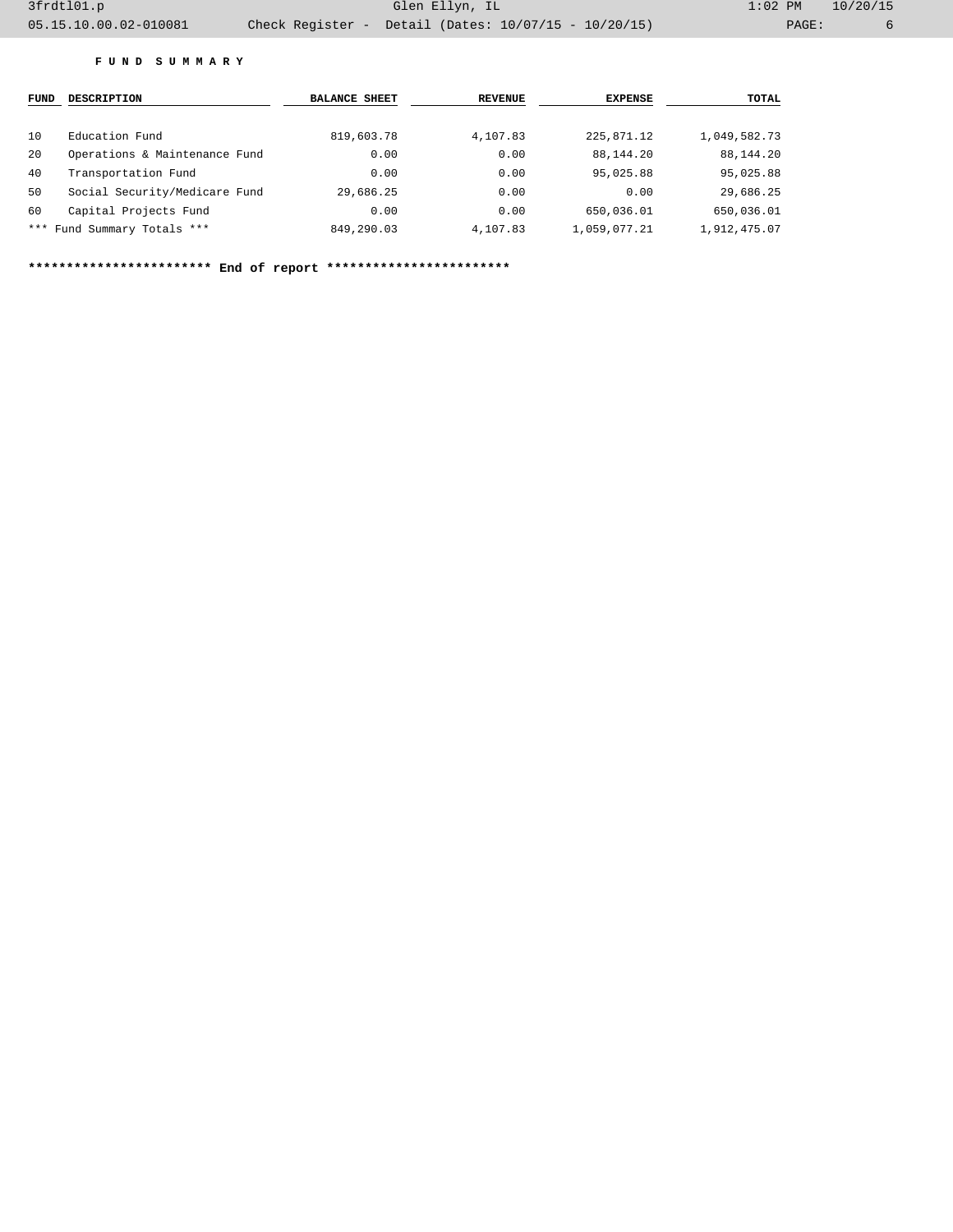**F U N D   S U M M A R Y**

| FUND | DESCRIPTION | BALANCE SHEET | REVENUE | EXPENSE | TOTAL |
|---|---|---|---|---|---|
| 10 | Education Fund | 819,603.78 | 4,107.83 | 225,871.12 | 1,049,582.73 |
| 20 | Operations & Maintenance Fund | 0.00 | 0.00 | 88,144.20 | 88,144.20 |
| 40 | Transportation Fund | 0.00 | 0.00 | 95,025.88 | 95,025.88 |
| 50 | Social Security/Medicare Fund | 29,686.25 | 0.00 | 0.00 | 29,686.25 |
| 60 | Capital Projects Fund | 0.00 | 0.00 | 650,036.01 | 650,036.01 |
| *** Fund Summary Totals *** | | 849,290.03 | 4,107.83 | 1,059,077.21 | 1,912,475.07 |

**************************** End of report ****************************